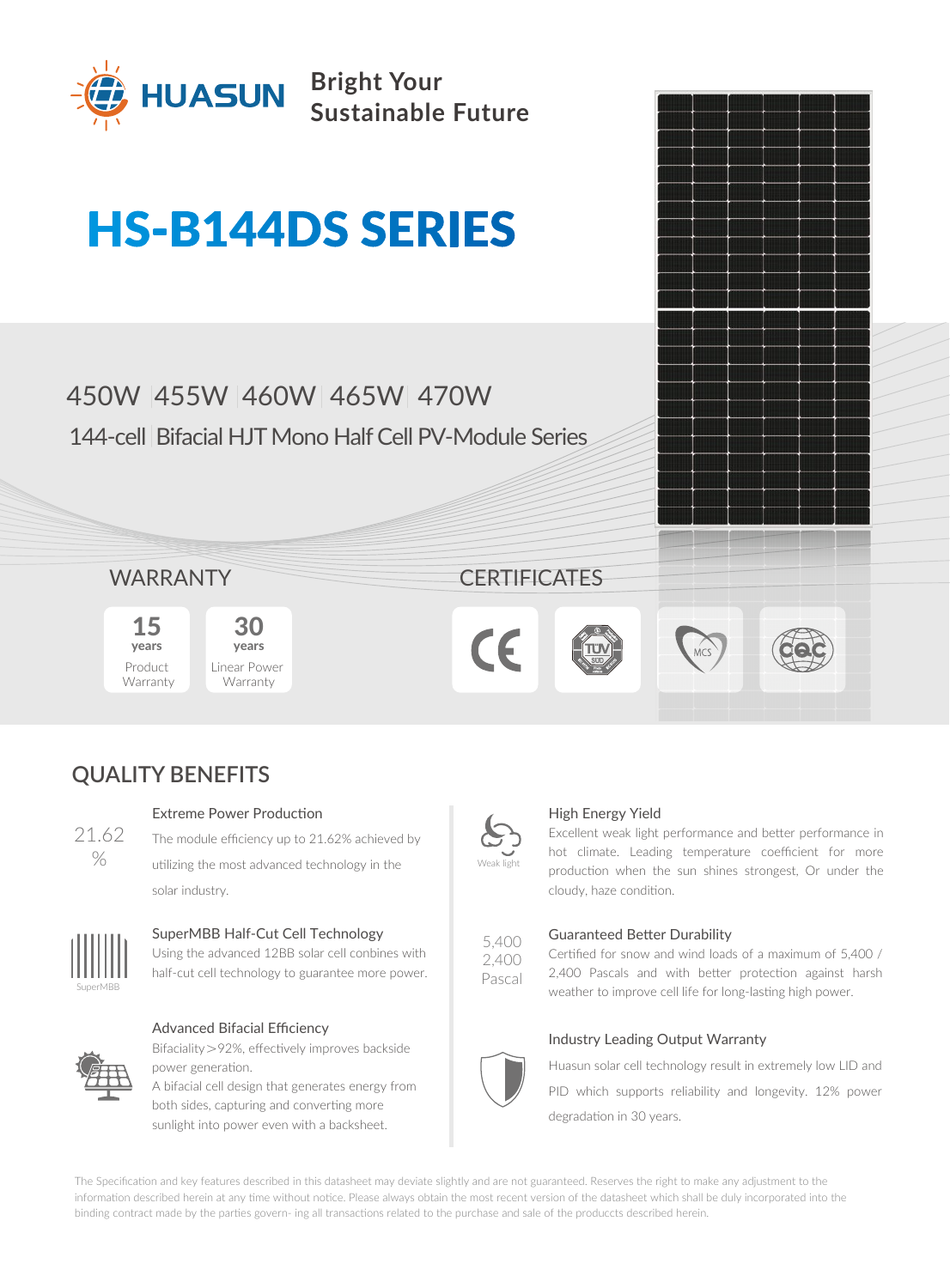HUASUN

**Bright Your Sustainable Future**

# HS-B144DS SERIES

450W | 455W | 460W | 465W | 470W

144-cell | Bifacial HJT Mono Half Cell PV-Module Series

## WARRANTY

**15 years** Product Warranty

**30 years** Linear Power Warranty

## CERTIFICATES

CE | TÜV SÜD | MCS | CQC

## QUALITY BENEFITS

21.62 %

**Extreme Power Production**

The module efficiency up to 21.62% achieved by utilizing the most advanced technology in the solar industry.

SuperMBB

**SuperMBB Half-Cut Cell Technology**

Using the advanced 12BB solar cell conbines with half-cut cell technology to guarantee more power.

**Advanced Bifacial Efficiency**

Bifaciality＞92%, effectively improves backside power generation.

A bifacial cell design that generates energy from both sides, capturing and converting more sunlight into power even with a backsheet.

Weak light

**High Energy Yield**

Excellent weak light performance and better performance in hot climate. Leading temperature coefficient for more production when the sun shines strongest, Or under the cloudy, haze condition.

5,400
2,400
Pascal

**Guaranteed Better Durability**

Certified for snow and wind loads of a maximum of 5,400 / 2,400 Pascals and with better protection against harsh weather to improve cell life for long-lasting high power.

**Industry Leading Output Warranty**

Huasun solar cell technology result in extremely low LID and PID which supports reliability and longevity. 12% power degradation in 30 years.

The Specification and key features described in this datasheet may deviate slightly and are not guaranteed. Reserves the right to make any adjustment to the information described herein at any time without notice. Please always obtain the most recent version of the datasheet which shall be duly incorporated into the binding contract made by the parties govern- ing all transactions related to the purchase and sale of the produccts described herein.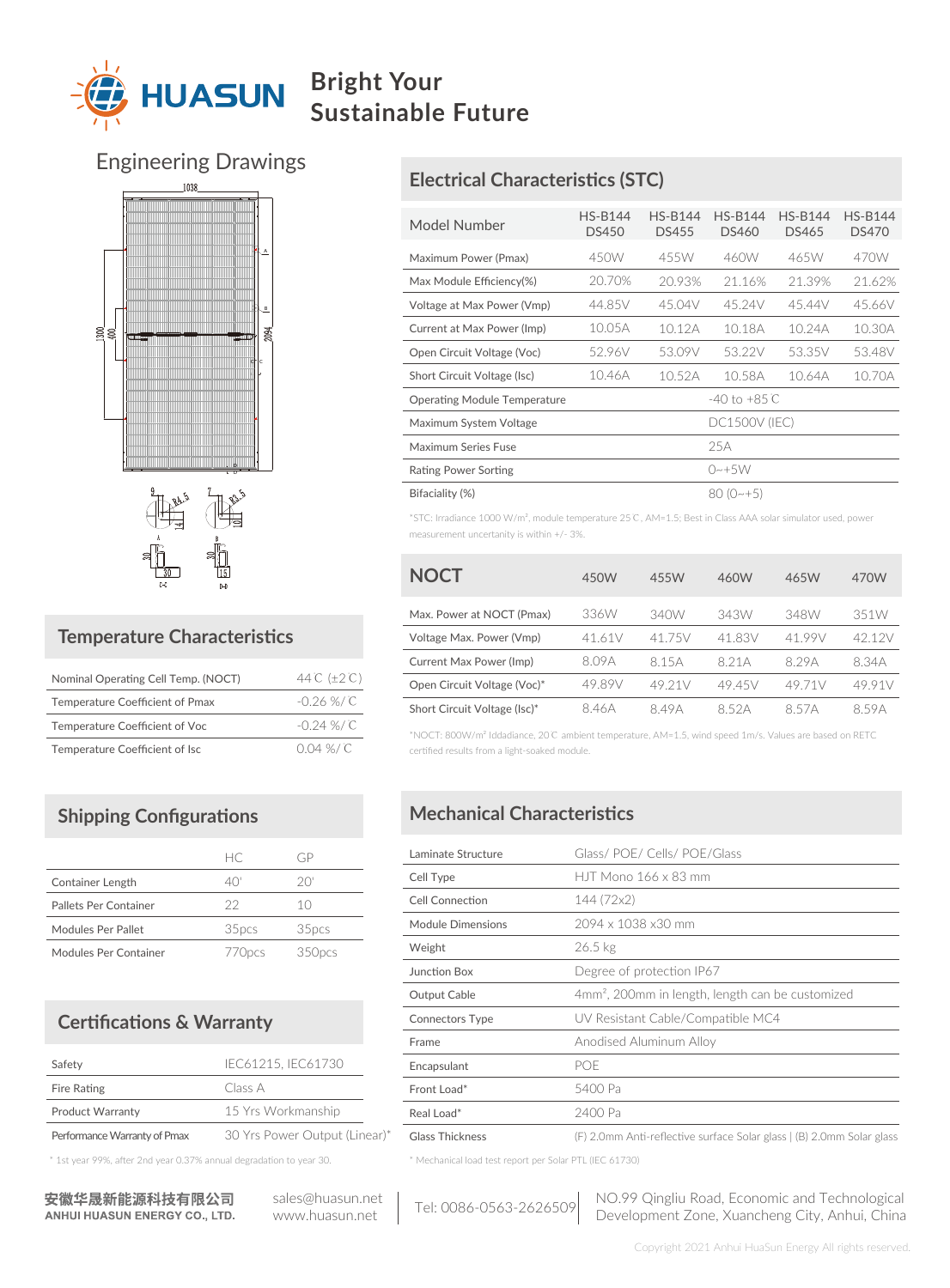# HUASUN

**Bright Your Sustainable Future**

## Engineering Drawings

1038

2094

1300

400

A

B

C

D

R4.5

R3.5

9

7

14

10

30

30

15

A

B

C-C

D-D

## Temperature Characteristics

| | |
|---|---|
| Nominal Operating Cell Temp. (NOCT) | 44°C (±2°C) |
| Temperature Coefficient of Pmax | -0.26 %/°C |
| Temperature Coefficient of Voc | -0.24 %/°C |
| Temperature Coefficient of Isc | 0.04 %/°C |

## Shipping Configurations

| | HC | GP |
|---|---|---|
| Container Length | 40' | 20' |
| Pallets Per Container | 22 | 10 |
| Modules Per Pallet | 35pcs | 35pcs |
| Modules Per Container | 770pcs | 350pcs |

## Certifications & Warranty

| | |
|---|---|
| Safety | IEC61215, IEC61730 |
| Fire Rating | Class A |
| Product Warranty | 15 Yrs Workmanship |
| Performance Warranty of Pmax | 30 Yrs Power Output (Linear)* |

\* 1st year 99%, after 2nd year 0.37% annual degradation to year 30.

## Electrical Characteristics (STC)

| Model Number | HS-B144 DS450 | HS-B144 DS455 | HS-B144 DS460 | HS-B144 DS465 | HS-B144 DS470 |
|---|---|---|---|---|---|
| Maximum Power (Pmax) | 450W | 455W | 460W | 465W | 470W |
| Max Module Efficiency(%) | 20.70% | 20.93% | 21.16% | 21.39% | 21.62% |
| Voltage at Max Power (Vmp) | 44.85V | 45.04V | 45.24V | 45.44V | 45.66V |
| Current at Max Power (Imp) | 10.05A | 10.12A | 10.18A | 10.24A | 10.30A |
| Open Circuit Voltage (Voc) | 52.96V | 53.09V | 53.22V | 53.35V | 53.48V |
| Short Circuit Voltage (Isc) | 10.46A | 10.52A | 10.58A | 10.64A | 10.70A |
| Operating Module Temperature | -40 to +85°C | | | | |
| Maximum System Voltage | DC1500V (IEC) | | | | |
| Maximum Series Fuse | 25A | | | | |
| Rating Power Sorting | 0~+5W | | | | |
| Bifaciality (%) | 80 (0~+5) | | | | |

\*STC: Irradiance 1000 W/m², module temperature 25°C, AM=1.5; Best in Class AAA solar simulator used, power measurement uncertainty is within +/- 3%.

## NOCT

| NOCT | 450W | 455W | 460W | 465W | 470W |
|---|---|---|---|---|---|
| Max. Power at NOCT (Pmax) | 336W | 340W | 343W | 348W | 351W |
| Voltage Max. Power (Vmp) | 41.61V | 41.75V | 41.83V | 41.99V | 42.12V |
| Current Max Power (Imp) | 8.09A | 8.15A | 8.21A | 8.29A | 8.34A |
| Open Circuit Voltage (Voc)* | 49.89V | 49.21V | 49.45V | 49.71V | 49.91V |
| Short Circuit Voltage (Isc)* | 8.46A | 8.49A | 8.52A | 8.57A | 8.59A |

\*NOCT: 800W/m² Iddadiance, 20°C ambient temperature, AM=1.5, wind speed 1m/s. Values are based on RETC certified results from a light-soaked module.

## Mechanical Characteristics

| | |
|---|---|
| Laminate Structure | Glass/ POE/ Cells/ POE/Glass |
| Cell Type | HJT Mono 166 x 83 mm |
| Cell Connection | 144 (72x2) |
| Module Dimensions | 2094 x 1038 x30 mm |
| Weight | 26.5 kg |
| Junction Box | Degree of protection IP67 |
| Output Cable | 4mm², 200mm in length, length can be customized |
| Connectors Type | UV Resistant Cable/Compatible MC4 |
| Frame | Anodised Aluminum Alloy |
| Encapsulant | POE |
| Front Load* | 5400 Pa |
| Real Load* | 2400 Pa |
| Glass Thickness | (F) 2.0mm Anti-reflective surface Solar glass \| (B) 2.0mm Solar glass |

\* Mechanical load test report per Solar PTL (IEC 61730)

安徽华晟新能源科技有限公司
ANHUI HUASUN ENERGY CO., LTD.

sales@huasun.net
www.huasun.net

Tel: 0086-0563-2626509

NO.99 Qingliu Road, Economic and Technological Development Zone, Xuancheng City, Anhui, China

Copyright 2021 Anhui HuaSun Energy All rights reserved.